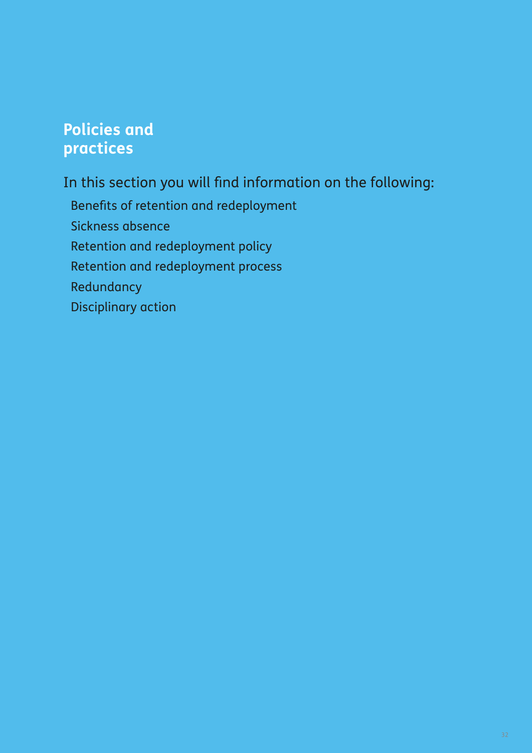# Policies and practices

In this section you will find information on the following:

- Benefits of retention and redeployment
- Sickness absence
- Retention and redeployment policy
- Retention and redeployment process
- Redundancy
- Disciplinary action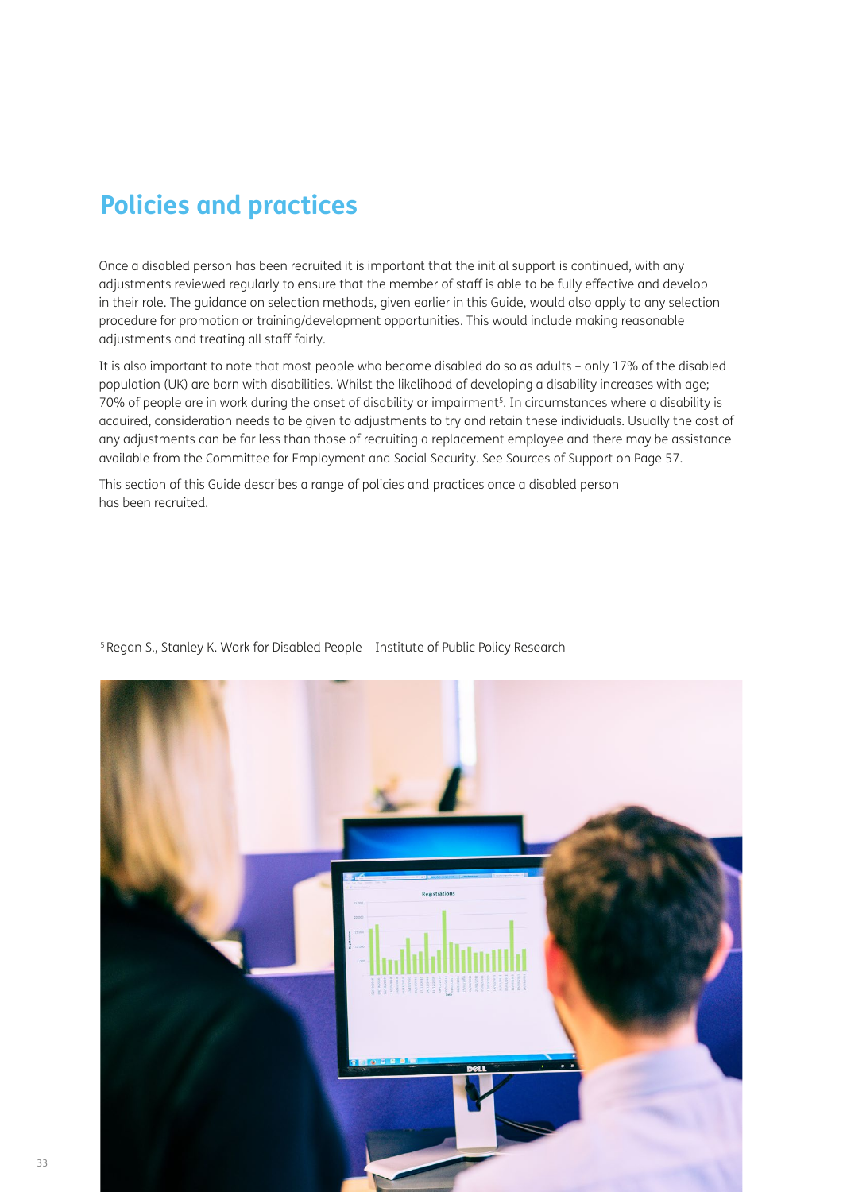## Policies and practices

Once a disabled person has been recruited it is important that the initial support is continued, with any adjustments reviewed regularly to ensure that the member of staff is able to be fully effective and develop in their role. The guidance on selection methods, given earlier in this Guide, would also apply to any selection procedure for promotion or training/development opportunities. This would include making reasonable adjustments and treating all staff fairly.

It is also important to note that most people who become disabled do so as adults – only 17% of the disabled population (UK) are born with disabilities. Whilst the likelihood of developing a disability increases with age; 70% of people are in work during the onset of disability or impairment[5]. In circumstances where a disability is acquired, consideration needs to be given to adjustments to try and retain these individuals. Usually the cost of any adjustments can be far less than those of recruiting a replacement employee and there may be assistance available from the Committee for Employment and Social Security. See Sources of Support on Page 57.

This section of this Guide describes a range of policies and practices once a disabled person has been recruited.

[5] Regan S., Stanley K. Work for Disabled People – Institute of Public Policy Research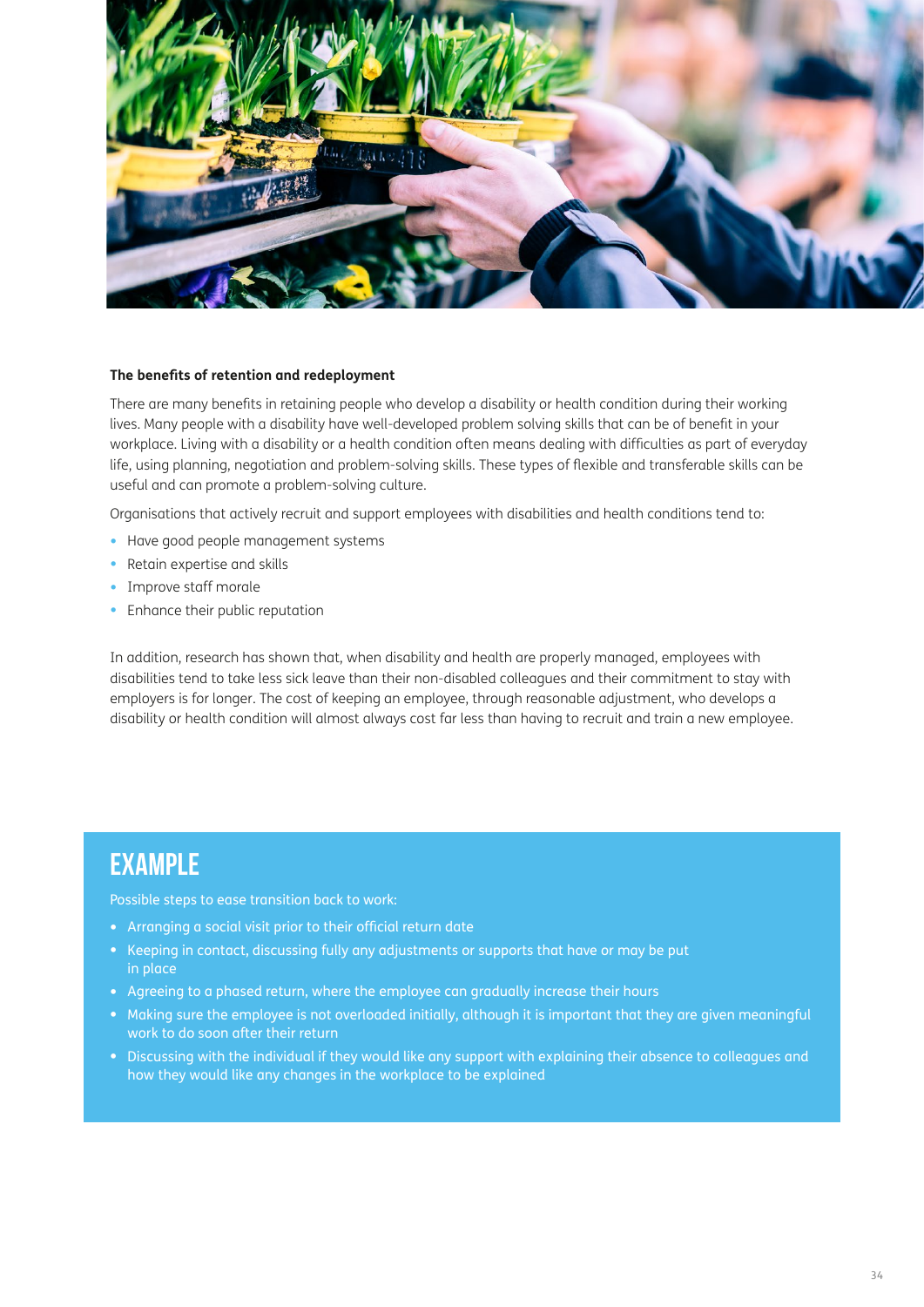### The benefits of retention and redeployment

There are many benefits in retaining people who develop a disability or health condition during their working lives. Many people with a disability have well-developed problem solving skills that can be of benefit in your workplace. Living with a disability or a health condition often means dealing with difficulties as part of everyday life, using planning, negotiation and problem-solving skills. These types of flexible and transferable skills can be useful and can promote a problem-solving culture.

Organisations that actively recruit and support employees with disabilities and health conditions tend to:

- Have good people management systems
- Retain expertise and skills
- Improve staff morale
- Enhance their public reputation

In addition, research has shown that, when disability and health are properly managed, employees with disabilities tend to take less sick leave than their non-disabled colleagues and their commitment to stay with employers is for longer. The cost of keeping an employee, through reasonable adjustment, who develops a disability or health condition will almost always cost far less than having to recruit and train a new employee.

## EXAMPLE

Possible steps to ease transition back to work:

- Arranging a social visit prior to their official return date
- Keeping in contact, discussing fully any adjustments or supports that have or may be put in place
- Agreeing to a phased return, where the employee can gradually increase their hours
- Making sure the employee is not overloaded initially, although it is important that they are given meaningful work to do soon after their return
- Discussing with the individual if they would like any support with explaining their absence to colleagues and how they would like any changes in the workplace to be explained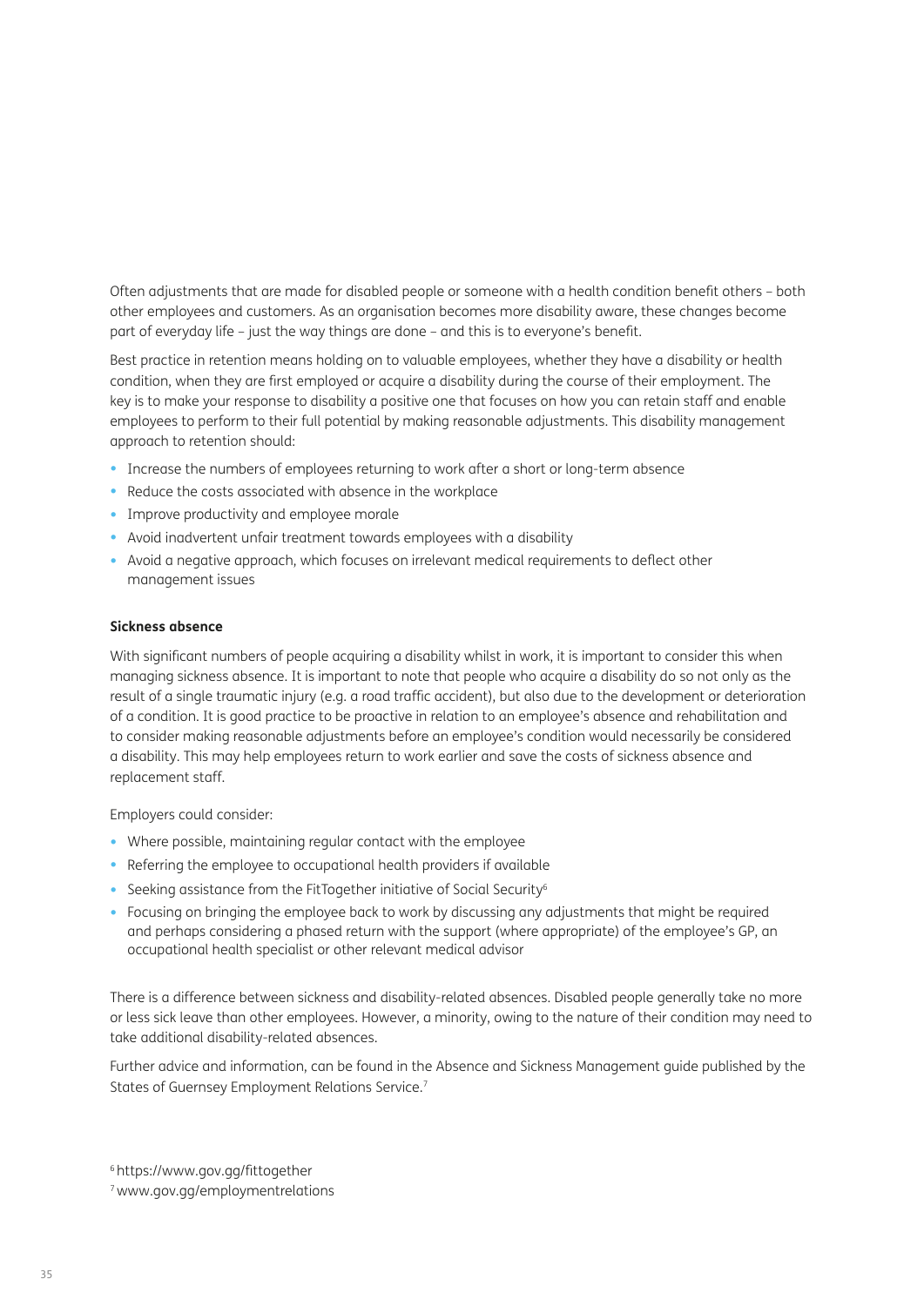Often adjustments that are made for disabled people or someone with a health condition benefit others – both other employees and customers. As an organisation becomes more disability aware, these changes become part of everyday life – just the way things are done – and this is to everyone's benefit.

Best practice in retention means holding on to valuable employees, whether they have a disability or health condition, when they are first employed or acquire a disability during the course of their employment. The key is to make your response to disability a positive one that focuses on how you can retain staff and enable employees to perform to their full potential by making reasonable adjustments. This disability management approach to retention should:

- Increase the numbers of employees returning to work after a short or long-term absence
- Reduce the costs associated with absence in the workplace
- Improve productivity and employee morale
- Avoid inadvertent unfair treatment towards employees with a disability
- Avoid a negative approach, which focuses on irrelevant medical requirements to deflect other management issues

**Sickness absence**

With significant numbers of people acquiring a disability whilst in work, it is important to consider this when managing sickness absence. It is important to note that people who acquire a disability do so not only as the result of a single traumatic injury (e.g. a road traffic accident), but also due to the development or deterioration of a condition. It is good practice to be proactive in relation to an employee's absence and rehabilitation and to consider making reasonable adjustments before an employee's condition would necessarily be considered a disability. This may help employees return to work earlier and save the costs of sickness absence and replacement staff.

Employers could consider:

- Where possible, maintaining regular contact with the employee
- Referring the employee to occupational health providers if available
- Seeking assistance from the FitTogether initiative of Social Security[6]
- Focusing on bringing the employee back to work by discussing any adjustments that might be required and perhaps considering a phased return with the support (where appropriate) of the employee's GP, an occupational health specialist or other relevant medical advisor

There is a difference between sickness and disability-related absences. Disabled people generally take no more or less sick leave than other employees. However, a minority, owing to the nature of their condition may need to take additional disability-related absences.

Further advice and information, can be found in the Absence and Sickness Management guide published by the States of Guernsey Employment Relations Service.[7]

[6] https://www.gov.gg/fittogether

[7] www.gov.gg/employmentrelations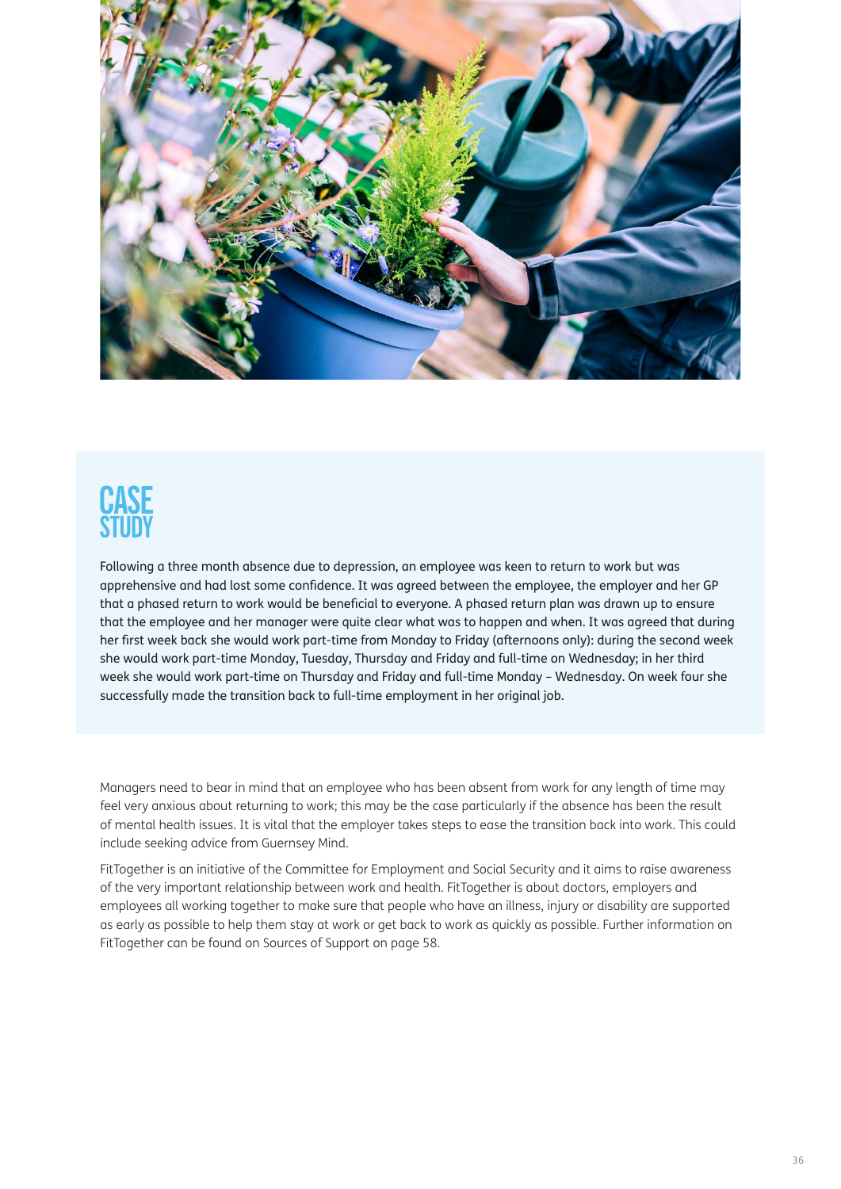## CASE STUDY

Following a three month absence due to depression, an employee was keen to return to work but was apprehensive and had lost some confidence. It was agreed between the employee, the employer and her GP that a phased return to work would be beneficial to everyone. A phased return plan was drawn up to ensure that the employee and her manager were quite clear what was to happen and when. It was agreed that during her first week back she would work part-time from Monday to Friday (afternoons only): during the second week she would work part-time Monday, Tuesday, Thursday and Friday and full-time on Wednesday; in her third week she would work part-time on Thursday and Friday and full-time Monday – Wednesday. On week four she successfully made the transition back to full-time employment in her original job.

Managers need to bear in mind that an employee who has been absent from work for any length of time may feel very anxious about returning to work; this may be the case particularly if the absence has been the result of mental health issues. It is vital that the employer takes steps to ease the transition back into work. This could include seeking advice from Guernsey Mind.

FitTogether is an initiative of the Committee for Employment and Social Security and it aims to raise awareness of the very important relationship between work and health. FitTogether is about doctors, employers and employees all working together to make sure that people who have an illness, injury or disability are supported as early as possible to help them stay at work or get back to work as quickly as possible. Further information on FitTogether can be found on Sources of Support on page 58.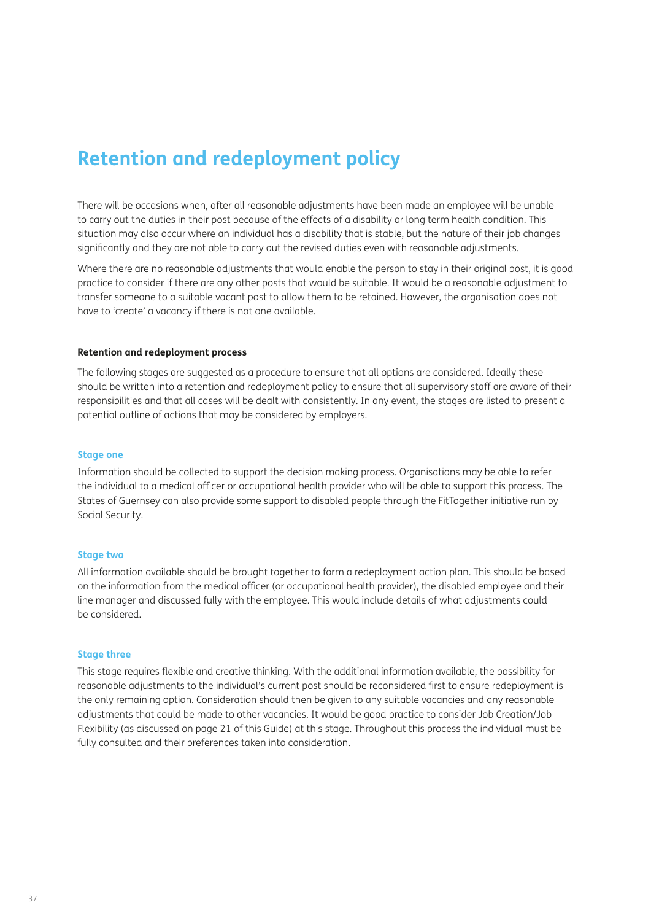# Retention and redeployment policy

There will be occasions when, after all reasonable adjustments have been made an employee will be unable to carry out the duties in their post because of the effects of a disability or long term health condition. This situation may also occur where an individual has a disability that is stable, but the nature of their job changes significantly and they are not able to carry out the revised duties even with reasonable adjustments.

Where there are no reasonable adjustments that would enable the person to stay in their original post, it is good practice to consider if there are any other posts that would be suitable. It would be a reasonable adjustment to transfer someone to a suitable vacant post to allow them to be retained. However, the organisation does not have to 'create' a vacancy if there is not one available.

**Retention and redeployment process**

The following stages are suggested as a procedure to ensure that all options are considered. Ideally these should be written into a retention and redeployment policy to ensure that all supervisory staff are aware of their responsibilities and that all cases will be dealt with consistently. In any event, the stages are listed to present a potential outline of actions that may be considered by employers.

### Stage one

Information should be collected to support the decision making process. Organisations may be able to refer the individual to a medical officer or occupational health provider who will be able to support this process. The States of Guernsey can also provide some support to disabled people through the FitTogether initiative run by Social Security.

### Stage two

All information available should be brought together to form a redeployment action plan. This should be based on the information from the medical officer (or occupational health provider), the disabled employee and their line manager and discussed fully with the employee. This would include details of what adjustments could be considered.

### Stage three

This stage requires flexible and creative thinking. With the additional information available, the possibility for reasonable adjustments to the individual's current post should be reconsidered first to ensure redeployment is the only remaining option. Consideration should then be given to any suitable vacancies and any reasonable adjustments that could be made to other vacancies. It would be good practice to consider Job Creation/Job Flexibility (as discussed on page 21 of this Guide) at this stage. Throughout this process the individual must be fully consulted and their preferences taken into consideration.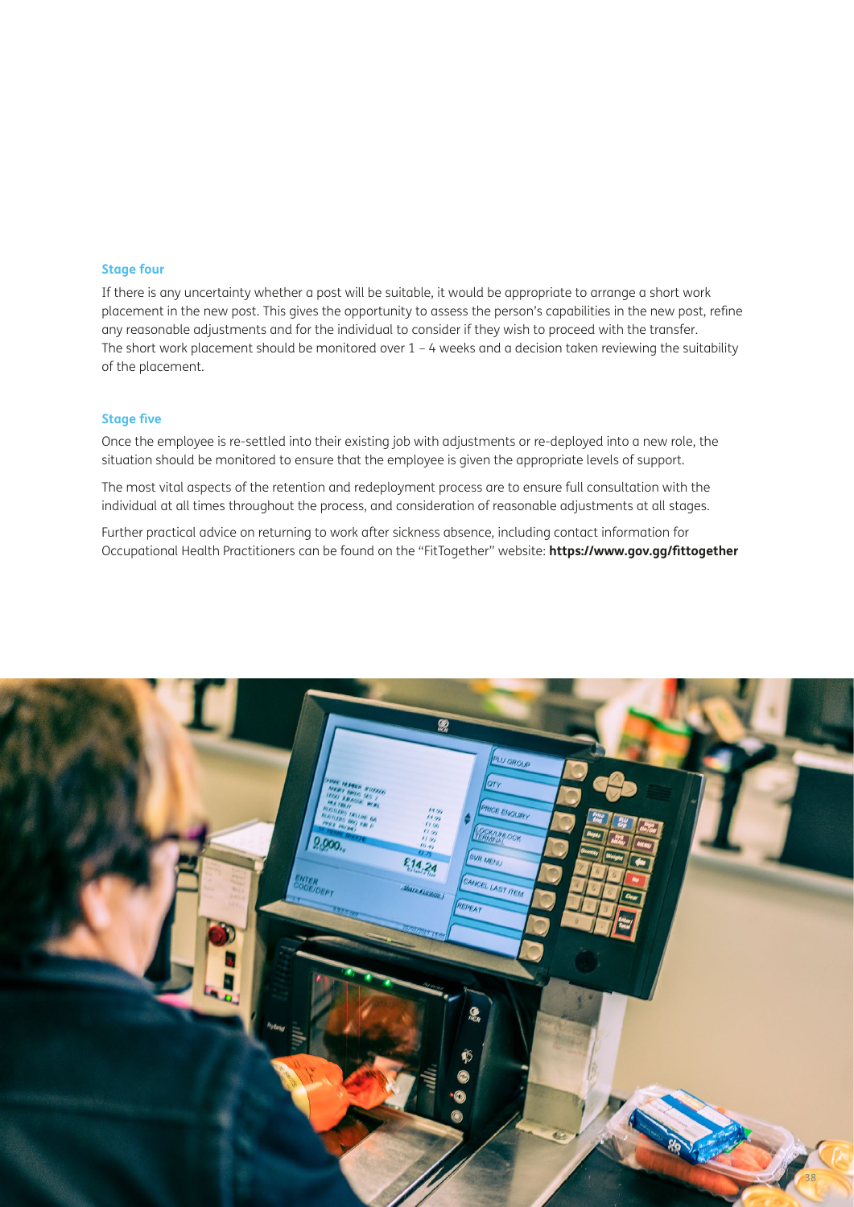### Stage four

If there is any uncertainty whether a post will be suitable, it would be appropriate to arrange a short work placement in the new post. This gives the opportunity to assess the person's capabilities in the new post, refine any reasonable adjustments and for the individual to consider if they wish to proceed with the transfer. The short work placement should be monitored over 1 – 4 weeks and a decision taken reviewing the suitability of the placement.

### Stage five

Once the employee is re-settled into their existing job with adjustments or re-deployed into a new role, the situation should be monitored to ensure that the employee is given the appropriate levels of support.

The most vital aspects of the retention and redeployment process are to ensure full consultation with the individual at all times throughout the process, and consideration of reasonable adjustments at all stages.

Further practical advice on returning to work after sickness absence, including contact information for Occupational Health Practitioners can be found on the "FitTogether" website: **https://www.gov.gg/fittogether**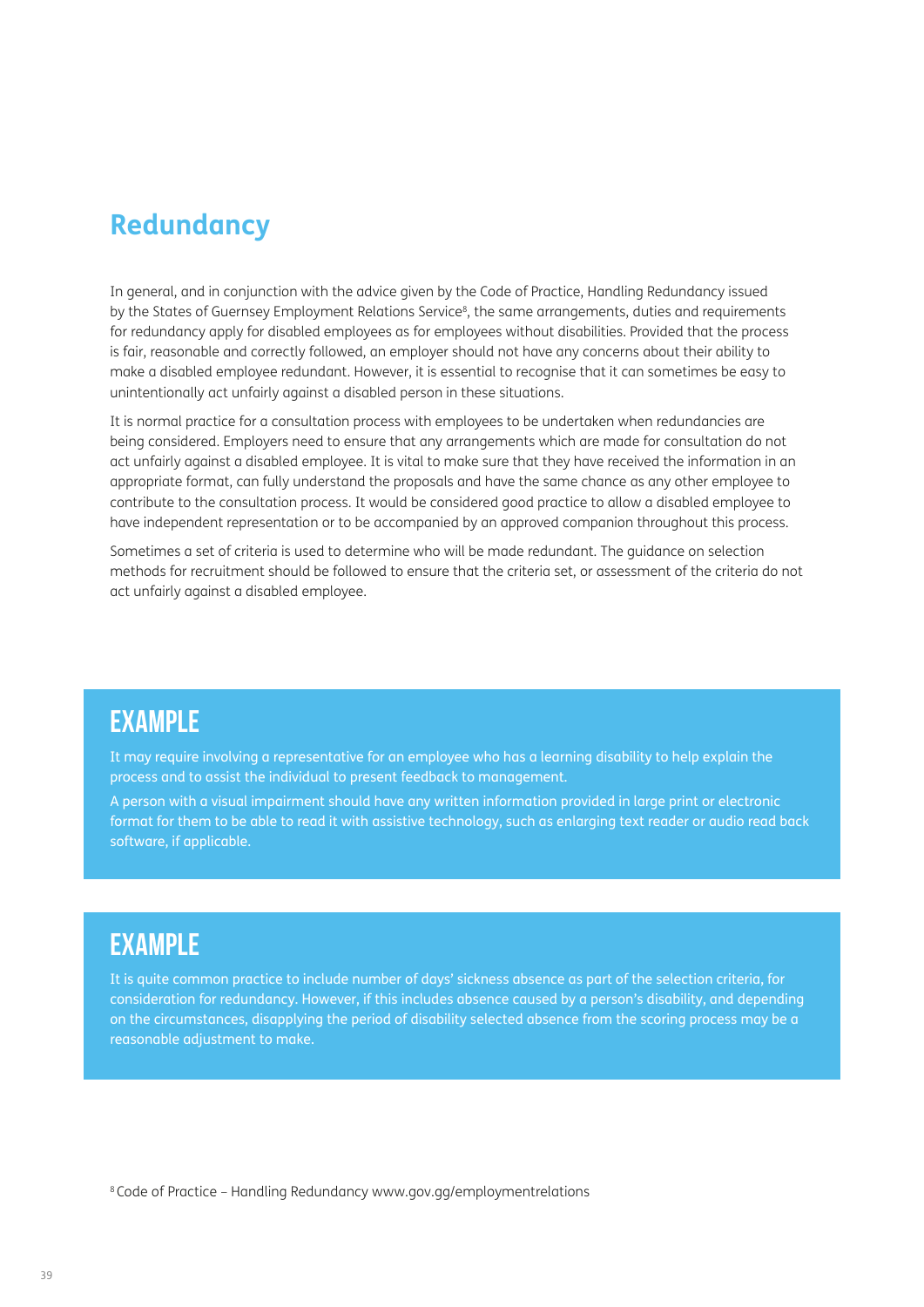# Redundancy

In general, and in conjunction with the advice given by the Code of Practice, Handling Redundancy issued by the States of Guernsey Employment Relations Service[8], the same arrangements, duties and requirements for redundancy apply for disabled employees as for employees without disabilities. Provided that the process is fair, reasonable and correctly followed, an employer should not have any concerns about their ability to make a disabled employee redundant. However, it is essential to recognise that it can sometimes be easy to unintentionally act unfairly against a disabled person in these situations.

It is normal practice for a consultation process with employees to be undertaken when redundancies are being considered. Employers need to ensure that any arrangements which are made for consultation do not act unfairly against a disabled employee. It is vital to make sure that they have received the information in an appropriate format, can fully understand the proposals and have the same chance as any other employee to contribute to the consultation process. It would be considered good practice to allow a disabled employee to have independent representation or to be accompanied by an approved companion throughout this process.

Sometimes a set of criteria is used to determine who will be made redundant. The guidance on selection methods for recruitment should be followed to ensure that the criteria set, or assessment of the criteria do not act unfairly against a disabled employee.

## EXAMPLE

It may require involving a representative for an employee who has a learning disability to help explain the process and to assist the individual to present feedback to management.

A person with a visual impairment should have any written information provided in large print or electronic format for them to be able to read it with assistive technology, such as enlarging text reader or audio read back software, if applicable.

## EXAMPLE

It is quite common practice to include number of days' sickness absence as part of the selection criteria, for consideration for redundancy. However, if this includes absence caused by a person's disability, and depending on the circumstances, disapplying the period of disability selected absence from the scoring process may be a reasonable adjustment to make.

[8] Code of Practice – Handling Redundancy www.gov.gg/employmentrelations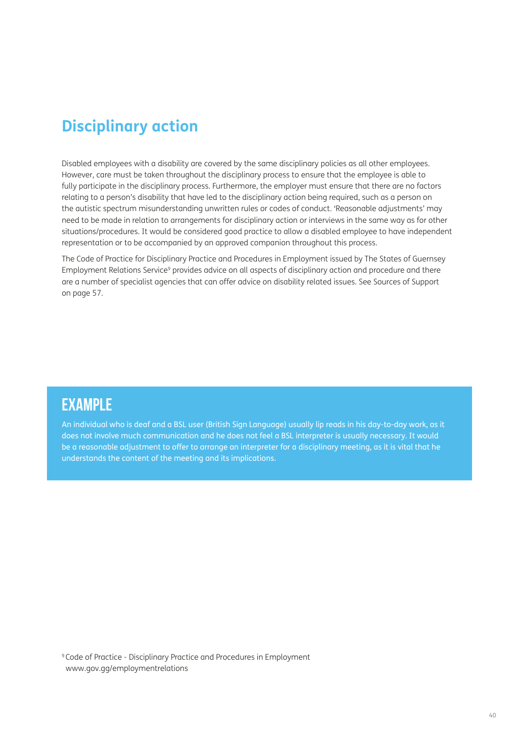# Disciplinary action

Disabled employees with a disability are covered by the same disciplinary policies as all other employees. However, care must be taken throughout the disciplinary process to ensure that the employee is able to fully participate in the disciplinary process. Furthermore, the employer must ensure that there are no factors relating to a person's disability that have led to the disciplinary action being required, such as a person on the autistic spectrum misunderstanding unwritten rules or codes of conduct. 'Reasonable adjustments' may need to be made in relation to arrangements for disciplinary action or interviews in the same way as for other situations/procedures. It would be considered good practice to allow a disabled employee to have independent representation or to be accompanied by an approved companion throughout this process.

The Code of Practice for Disciplinary Practice and Procedures in Employment issued by The States of Guernsey Employment Relations Service[9] provides advice on all aspects of disciplinary action and procedure and there are a number of specialist agencies that can offer advice on disability related issues. See Sources of Support on page 57.

## EXAMPLE

An individual who is deaf and a BSL user (British Sign Language) usually lip reads in his day-to-day work, as it does not involve much communication and he does not feel a BSL interpreter is usually necessary. It would be a reasonable adjustment to offer to arrange an interpreter for a disciplinary meeting, as it is vital that he understands the content of the meeting and its implications.

[9] Code of Practice - Disciplinary Practice and Procedures in Employment www.gov.gg/employmentrelations